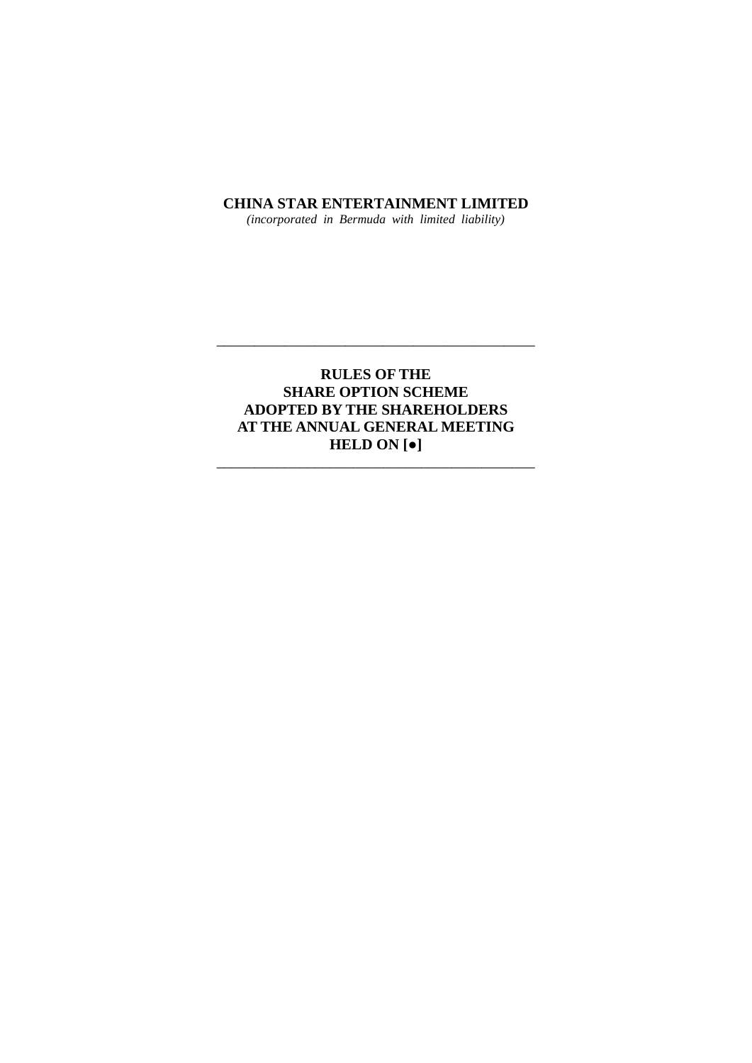**CHINA STAR ENTERTAINMENT LIMITED**

*(incorporated in Bermuda with limited liability)*

---

# RULES OF THE SHARE OPTION SCHEME ADOPTED BY THE SHAREHOLDERS AT THE ANNUAL GENERAL MEETING HELD ON [●]

---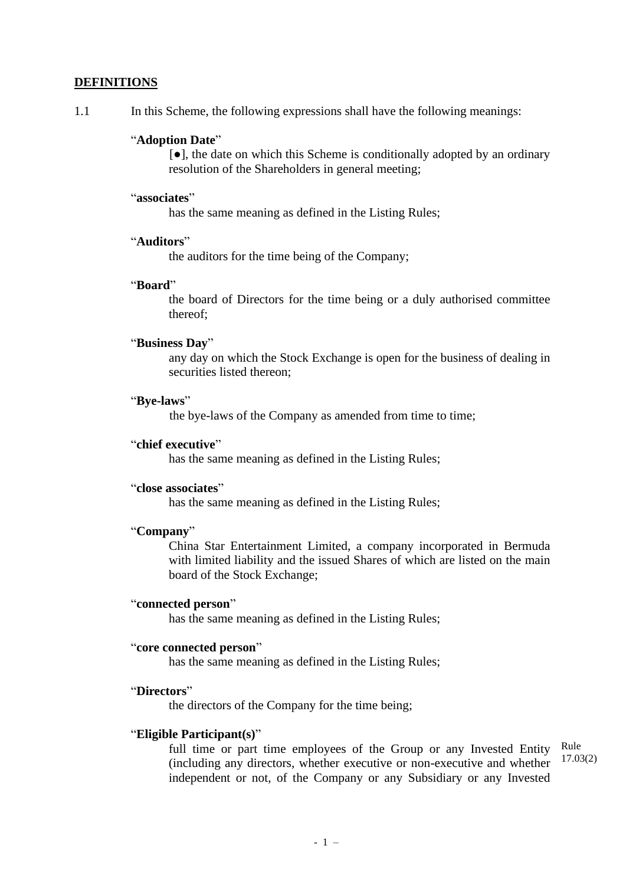## DEFINITIONS

1.1 In this Scheme, the following expressions shall have the following meanings:

"**Adoption Date**"
[●], the date on which this Scheme is conditionally adopted by an ordinary resolution of the Shareholders in general meeting;

"**associates**"
has the same meaning as defined in the Listing Rules;

"**Auditors**"
the auditors for the time being of the Company;

"**Board**"
the board of Directors for the time being or a duly authorised committee thereof;

"**Business Day**"
any day on which the Stock Exchange is open for the business of dealing in securities listed thereon;

"**Bye-laws**"
the bye-laws of the Company as amended from time to time;

"**chief executive**"
has the same meaning as defined in the Listing Rules;

"**close associates**"
has the same meaning as defined in the Listing Rules;

"**Company**"
China Star Entertainment Limited, a company incorporated in Bermuda with limited liability and the issued Shares of which are listed on the main board of the Stock Exchange;

"**connected person**"
has the same meaning as defined in the Listing Rules;

"**core connected person**"
has the same meaning as defined in the Listing Rules;

"**Directors**"
the directors of the Company for the time being;

"**Eligible Participant(s)**"
full time or part time employees of the Group or any Invested Entity (including any directors, whether executive or non-executive and whether independent or not, of the Company or any Subsidiary or any Invested

Rule 17.03(2)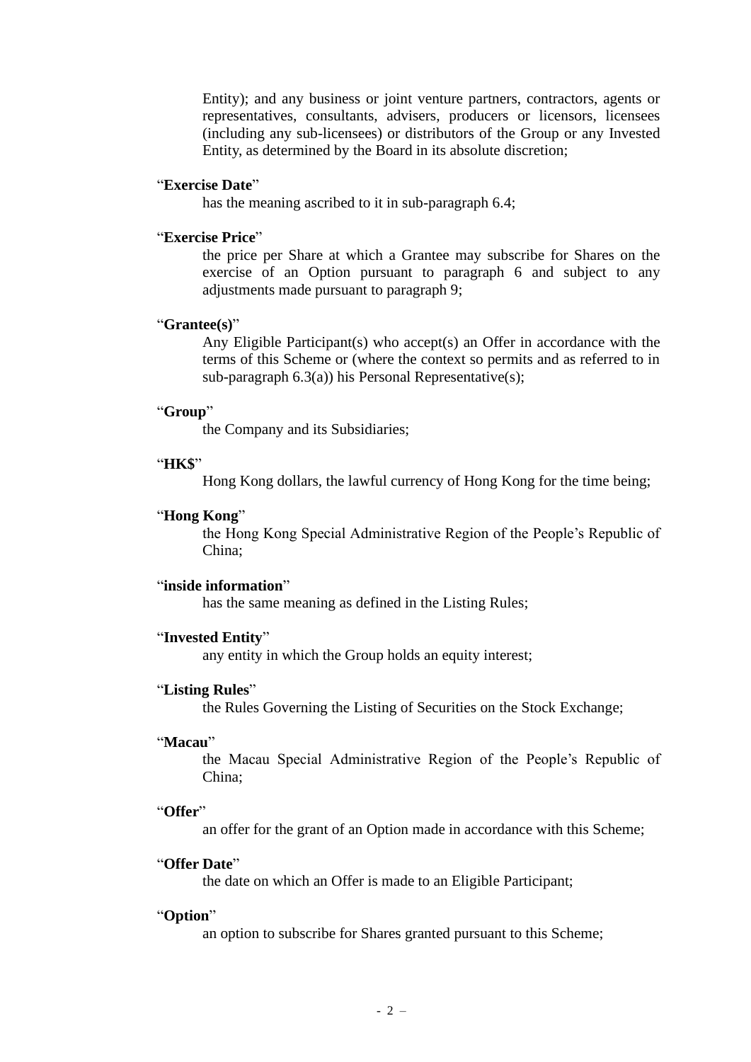Entity); and any business or joint venture partners, contractors, agents or representatives, consultants, advisers, producers or licensors, licensees (including any sub-licensees) or distributors of the Group or any Invested Entity, as determined by the Board in its absolute discretion;

"**Exercise Date**"

has the meaning ascribed to it in sub-paragraph 6.4;

"**Exercise Price**"

the price per Share at which a Grantee may subscribe for Shares on the exercise of an Option pursuant to paragraph 6 and subject to any adjustments made pursuant to paragraph 9;

"**Grantee(s)**"

Any Eligible Participant(s) who accept(s) an Offer in accordance with the terms of this Scheme or (where the context so permits and as referred to in sub-paragraph 6.3(a)) his Personal Representative(s);

"**Group**"

the Company and its Subsidiaries;

"**HK$**"

Hong Kong dollars, the lawful currency of Hong Kong for the time being;

"**Hong Kong**"

the Hong Kong Special Administrative Region of the People's Republic of China;

"**inside information**"

has the same meaning as defined in the Listing Rules;

"**Invested Entity**"

any entity in which the Group holds an equity interest;

"**Listing Rules**"

the Rules Governing the Listing of Securities on the Stock Exchange;

"**Macau**"

the Macau Special Administrative Region of the People's Republic of China;

"**Offer**"

an offer for the grant of an Option made in accordance with this Scheme;

"**Offer Date**"

the date on which an Offer is made to an Eligible Participant;

"**Option**"

an option to subscribe for Shares granted pursuant to this Scheme;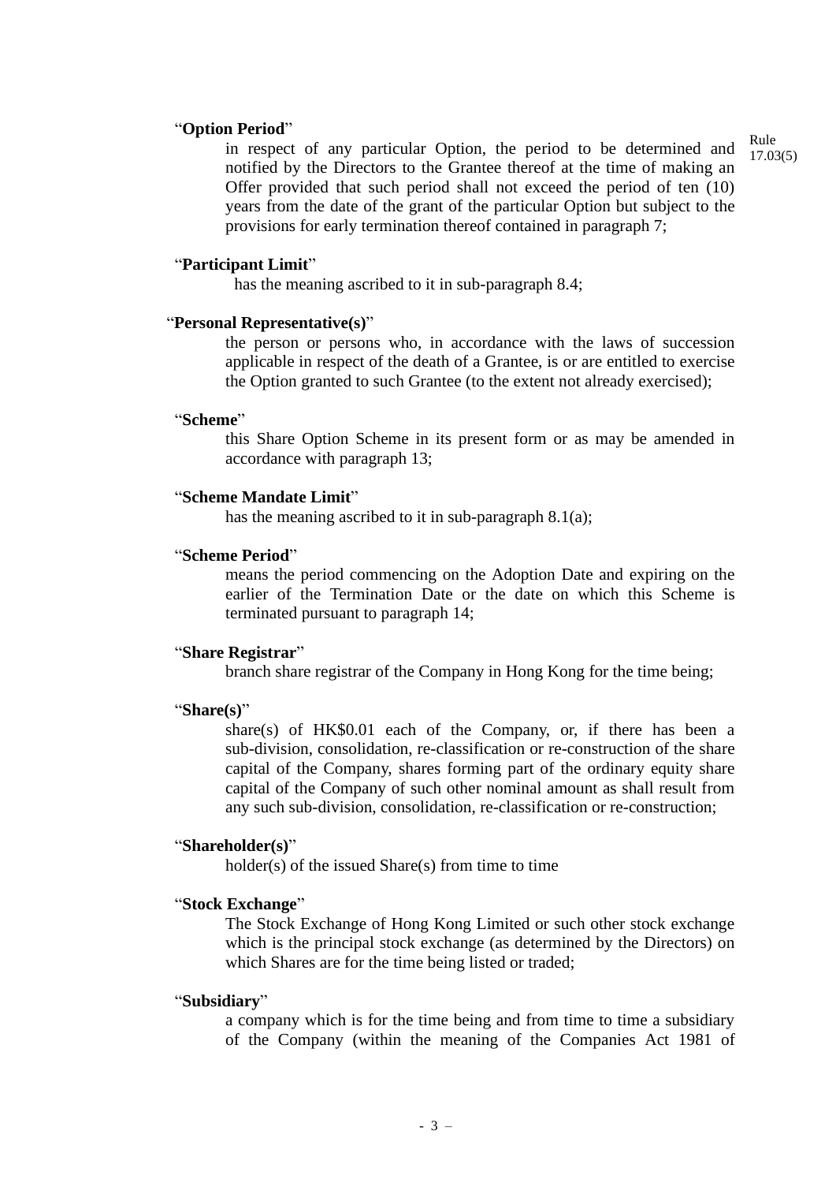"**Option Period**"

in respect of any particular Option, the period to be determined and notified by the Directors to the Grantee thereof at the time of making an Offer provided that such period shall not exceed the period of ten (10) years from the date of the grant of the particular Option but subject to the provisions for early termination thereof contained in paragraph 7;

Rule 17.03(5)

"**Participant Limit**"

has the meaning ascribed to it in sub-paragraph 8.4;

"**Personal Representative(s)**"

the person or persons who, in accordance with the laws of succession applicable in respect of the death of a Grantee, is or are entitled to exercise the Option granted to such Grantee (to the extent not already exercised);

"**Scheme**"

this Share Option Scheme in its present form or as may be amended in accordance with paragraph 13;

"**Scheme Mandate Limit**"

has the meaning ascribed to it in sub-paragraph 8.1(a);

"**Scheme Period**"

means the period commencing on the Adoption Date and expiring on the earlier of the Termination Date or the date on which this Scheme is terminated pursuant to paragraph 14;

"**Share Registrar**"

branch share registrar of the Company in Hong Kong for the time being;

"**Share(s)**"

share(s) of HK$0.01 each of the Company, or, if there has been a sub-division, consolidation, re-classification or re-construction of the share capital of the Company, shares forming part of the ordinary equity share capital of the Company of such other nominal amount as shall result from any such sub-division, consolidation, re-classification or re-construction;

"**Shareholder(s)**"

holder(s) of the issued Share(s) from time to time

"**Stock Exchange**"

The Stock Exchange of Hong Kong Limited or such other stock exchange which is the principal stock exchange (as determined by the Directors) on which Shares are for the time being listed or traded;

"**Subsidiary**"

a company which is for the time being and from time to time a subsidiary of the Company (within the meaning of the Companies Act 1981 of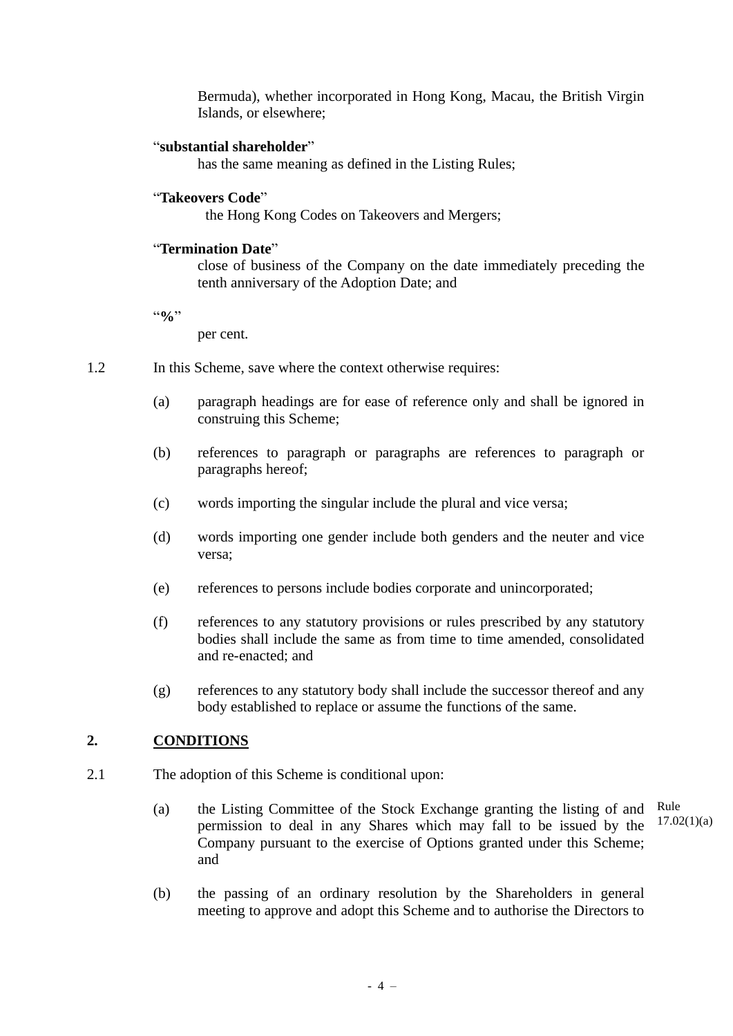Bermuda), whether incorporated in Hong Kong, Macau, the British Virgin Islands, or elsewhere;

"**substantial shareholder**"

has the same meaning as defined in the Listing Rules;

"**Takeovers Code**"

the Hong Kong Codes on Takeovers and Mergers;

"**Termination Date**"

close of business of the Company on the date immediately preceding the tenth anniversary of the Adoption Date; and

"**%**"

per cent.

1.2 In this Scheme, save where the context otherwise requires:

(a) paragraph headings are for ease of reference only and shall be ignored in construing this Scheme;

(b) references to paragraph or paragraphs are references to paragraph or paragraphs hereof;

(c) words importing the singular include the plural and vice versa;

(d) words importing one gender include both genders and the neuter and vice versa;

(e) references to persons include bodies corporate and unincorporated;

(f) references to any statutory provisions or rules prescribed by any statutory bodies shall include the same as from time to time amended, consolidated and re-enacted; and

(g) references to any statutory body shall include the successor thereof and any body established to replace or assume the functions of the same.

## 2. CONDITIONS

2.1 The adoption of this Scheme is conditional upon:

(a) the Listing Committee of the Stock Exchange granting the listing of and permission to deal in any Shares which may fall to be issued by the Company pursuant to the exercise of Options granted under this Scheme; and

Rule 17.02(1)(a)

(b) the passing of an ordinary resolution by the Shareholders in general meeting to approve and adopt this Scheme and to authorise the Directors to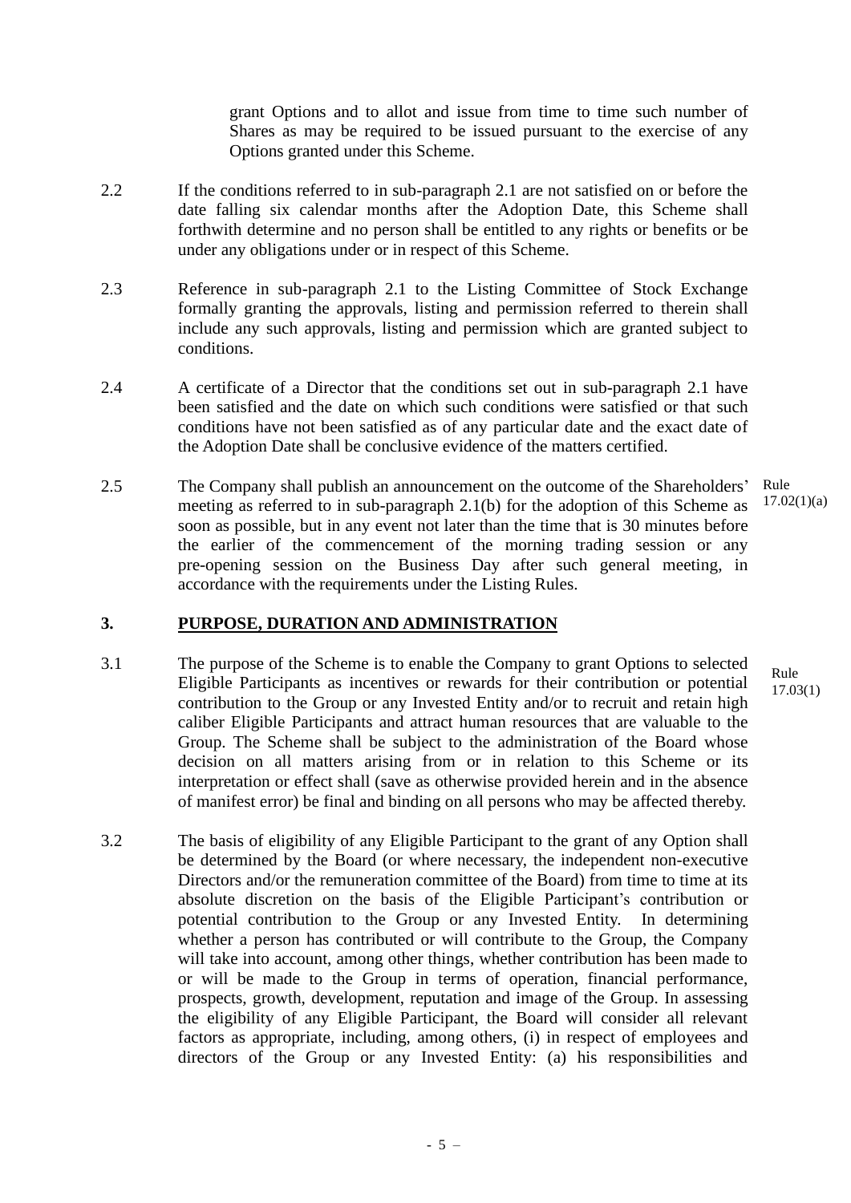grant Options and to allot and issue from time to time such number of Shares as may be required to be issued pursuant to the exercise of any Options granted under this Scheme.

2.2 If the conditions referred to in sub-paragraph 2.1 are not satisfied on or before the date falling six calendar months after the Adoption Date, this Scheme shall forthwith determine and no person shall be entitled to any rights or benefits or be under any obligations under or in respect of this Scheme.

2.3 Reference in sub-paragraph 2.1 to the Listing Committee of Stock Exchange formally granting the approvals, listing and permission referred to therein shall include any such approvals, listing and permission which are granted subject to conditions.

2.4 A certificate of a Director that the conditions set out in sub-paragraph 2.1 have been satisfied and the date on which such conditions were satisfied or that such conditions have not been satisfied as of any particular date and the exact date of the Adoption Date shall be conclusive evidence of the matters certified.

2.5 The Company shall publish an announcement on the outcome of the Shareholders' meeting as referred to in sub-paragraph 2.1(b) for the adoption of this Scheme as soon as possible, but in any event not later than the time that is 30 minutes before the earlier of the commencement of the morning trading session or any pre-opening session on the Business Day after such general meeting, in accordance with the requirements under the Listing Rules. (Rule 17.02(1)(a))

## 3. PURPOSE, DURATION AND ADMINISTRATION

3.1 The purpose of the Scheme is to enable the Company to grant Options to selected Eligible Participants as incentives or rewards for their contribution or potential contribution to the Group or any Invested Entity and/or to recruit and retain high caliber Eligible Participants and attract human resources that are valuable to the Group. The Scheme shall be subject to the administration of the Board whose decision on all matters arising from or in relation to this Scheme or its interpretation or effect shall (save as otherwise provided herein and in the absence of manifest error) be final and binding on all persons who may be affected thereby. (Rule 17.03(1))

3.2 The basis of eligibility of any Eligible Participant to the grant of any Option shall be determined by the Board (or where necessary, the independent non-executive Directors and/or the remuneration committee of the Board) from time to time at its absolute discretion on the basis of the Eligible Participant's contribution or potential contribution to the Group or any Invested Entity. In determining whether a person has contributed or will contribute to the Group, the Company will take into account, among other things, whether contribution has been made to or will be made to the Group in terms of operation, financial performance, prospects, growth, development, reputation and image of the Group. In assessing the eligibility of any Eligible Participant, the Board will consider all relevant factors as appropriate, including, among others, (i) in respect of employees and directors of the Group or any Invested Entity: (a) his responsibilities and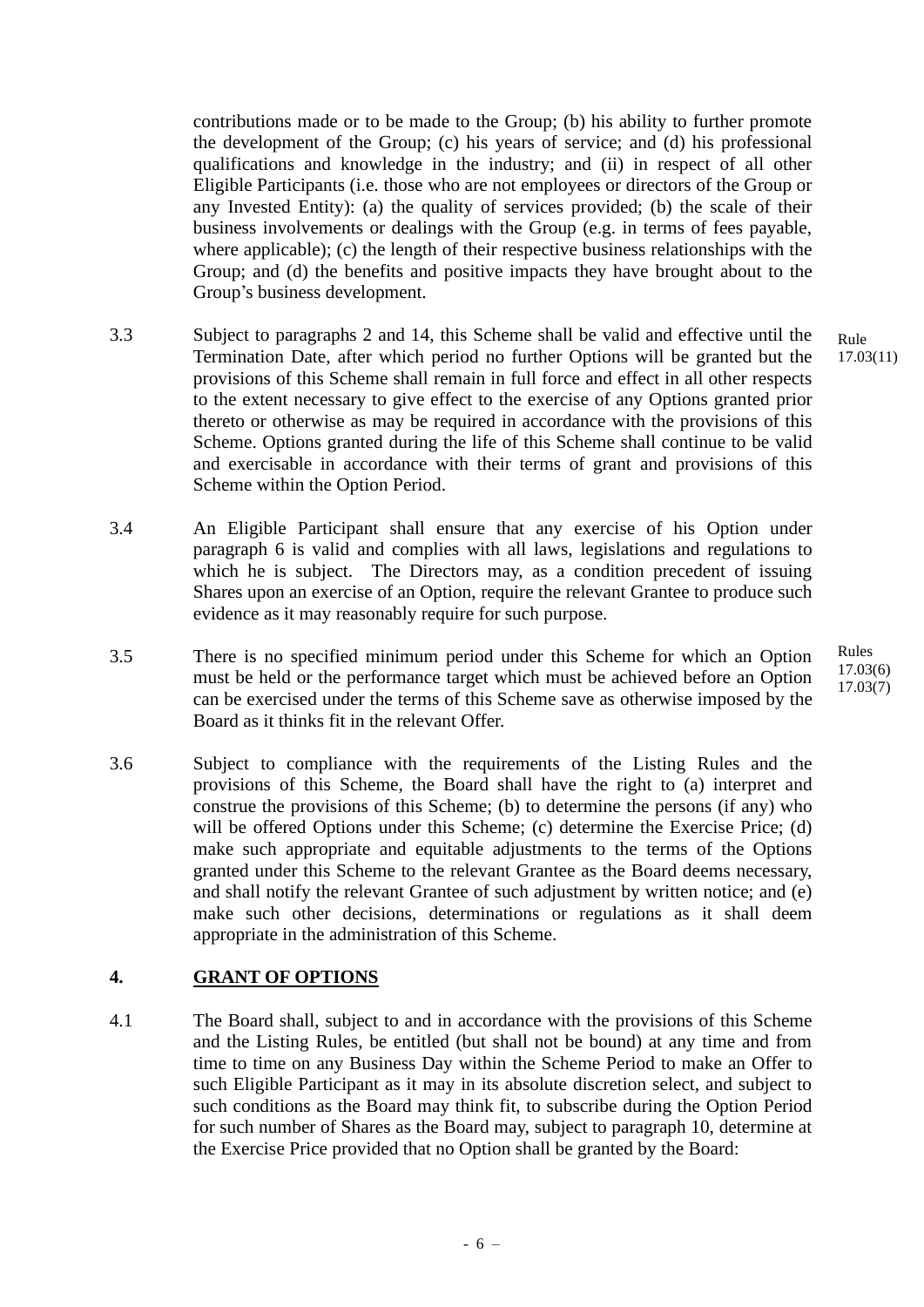contributions made or to be made to the Group; (b) his ability to further promote the development of the Group; (c) his years of service; and (d) his professional qualifications and knowledge in the industry; and (ii) in respect of all other Eligible Participants (i.e. those who are not employees or directors of the Group or any Invested Entity): (a) the quality of services provided; (b) the scale of their business involvements or dealings with the Group (e.g. in terms of fees payable, where applicable); (c) the length of their respective business relationships with the Group; and (d) the benefits and positive impacts they have brought about to the Group's business development.

3.3 Subject to paragraphs 2 and 14, this Scheme shall be valid and effective until the Termination Date, after which period no further Options will be granted but the provisions of this Scheme shall remain in full force and effect in all other respects to the extent necessary to give effect to the exercise of any Options granted prior thereto or otherwise as may be required in accordance with the provisions of this Scheme. Options granted during the life of this Scheme shall continue to be valid and exercisable in accordance with their terms of grant and provisions of this Scheme within the Option Period. *(Rule 17.03(11))*

3.4 An Eligible Participant shall ensure that any exercise of his Option under paragraph 6 is valid and complies with all laws, legislations and regulations to which he is subject. The Directors may, as a condition precedent of issuing Shares upon an exercise of an Option, require the relevant Grantee to produce such evidence as it may reasonably require for such purpose.

3.5 There is no specified minimum period under this Scheme for which an Option must be held or the performance target which must be achieved before an Option can be exercised under the terms of this Scheme save as otherwise imposed by the Board as it thinks fit in the relevant Offer. *(Rules 17.03(6) 17.03(7))*

3.6 Subject to compliance with the requirements of the Listing Rules and the provisions of this Scheme, the Board shall have the right to (a) interpret and construe the provisions of this Scheme; (b) to determine the persons (if any) who will be offered Options under this Scheme; (c) determine the Exercise Price; (d) make such appropriate and equitable adjustments to the terms of the Options granted under this Scheme to the relevant Grantee as the Board deems necessary, and shall notify the relevant Grantee of such adjustment by written notice; and (e) make such other decisions, determinations or regulations as it shall deem appropriate in the administration of this Scheme.

## 4. GRANT OF OPTIONS

4.1 The Board shall, subject to and in accordance with the provisions of this Scheme and the Listing Rules, be entitled (but shall not be bound) at any time and from time to time on any Business Day within the Scheme Period to make an Offer to such Eligible Participant as it may in its absolute discretion select, and subject to such conditions as the Board may think fit, to subscribe during the Option Period for such number of Shares as the Board may, subject to paragraph 10, determine at the Exercise Price provided that no Option shall be granted by the Board: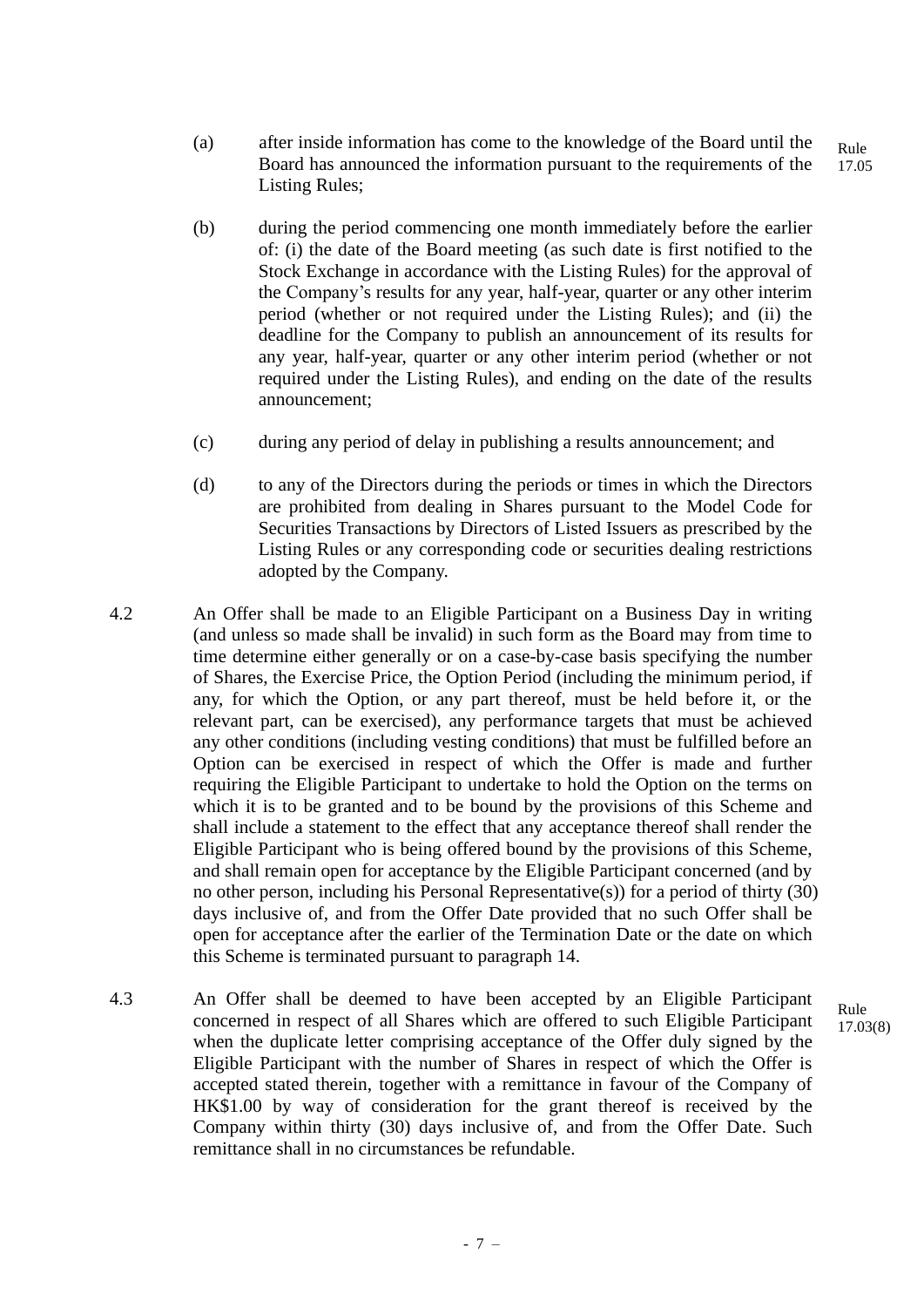(a) after inside information has come to the knowledge of the Board until the Board has announced the information pursuant to the requirements of the Listing Rules; Rule 17.05

(b) during the period commencing one month immediately before the earlier of: (i) the date of the Board meeting (as such date is first notified to the Stock Exchange in accordance with the Listing Rules) for the approval of the Company's results for any year, half-year, quarter or any other interim period (whether or not required under the Listing Rules); and (ii) the deadline for the Company to publish an announcement of its results for any year, half-year, quarter or any other interim period (whether or not required under the Listing Rules), and ending on the date of the results announcement;

(c) during any period of delay in publishing a results announcement; and

(d) to any of the Directors during the periods or times in which the Directors are prohibited from dealing in Shares pursuant to the Model Code for Securities Transactions by Directors of Listed Issuers as prescribed by the Listing Rules or any corresponding code or securities dealing restrictions adopted by the Company.

4.2 An Offer shall be made to an Eligible Participant on a Business Day in writing (and unless so made shall be invalid) in such form as the Board may from time to time determine either generally or on a case-by-case basis specifying the number of Shares, the Exercise Price, the Option Period (including the minimum period, if any, for which the Option, or any part thereof, must be held before it, or the relevant part, can be exercised), any performance targets that must be achieved any other conditions (including vesting conditions) that must be fulfilled before an Option can be exercised in respect of which the Offer is made and further requiring the Eligible Participant to undertake to hold the Option on the terms on which it is to be granted and to be bound by the provisions of this Scheme and shall include a statement to the effect that any acceptance thereof shall render the Eligible Participant who is being offered bound by the provisions of this Scheme, and shall remain open for acceptance by the Eligible Participant concerned (and by no other person, including his Personal Representative(s)) for a period of thirty (30) days inclusive of, and from the Offer Date provided that no such Offer shall be open for acceptance after the earlier of the Termination Date or the date on which this Scheme is terminated pursuant to paragraph 14.

4.3 An Offer shall be deemed to have been accepted by an Eligible Participant concerned in respect of all Shares which are offered to such Eligible Participant when the duplicate letter comprising acceptance of the Offer duly signed by the Eligible Participant with the number of Shares in respect of which the Offer is accepted stated therein, together with a remittance in favour of the Company of HK$1.00 by way of consideration for the grant thereof is received by the Company within thirty (30) days inclusive of, and from the Offer Date. Such remittance shall in no circumstances be refundable. Rule 17.03(8)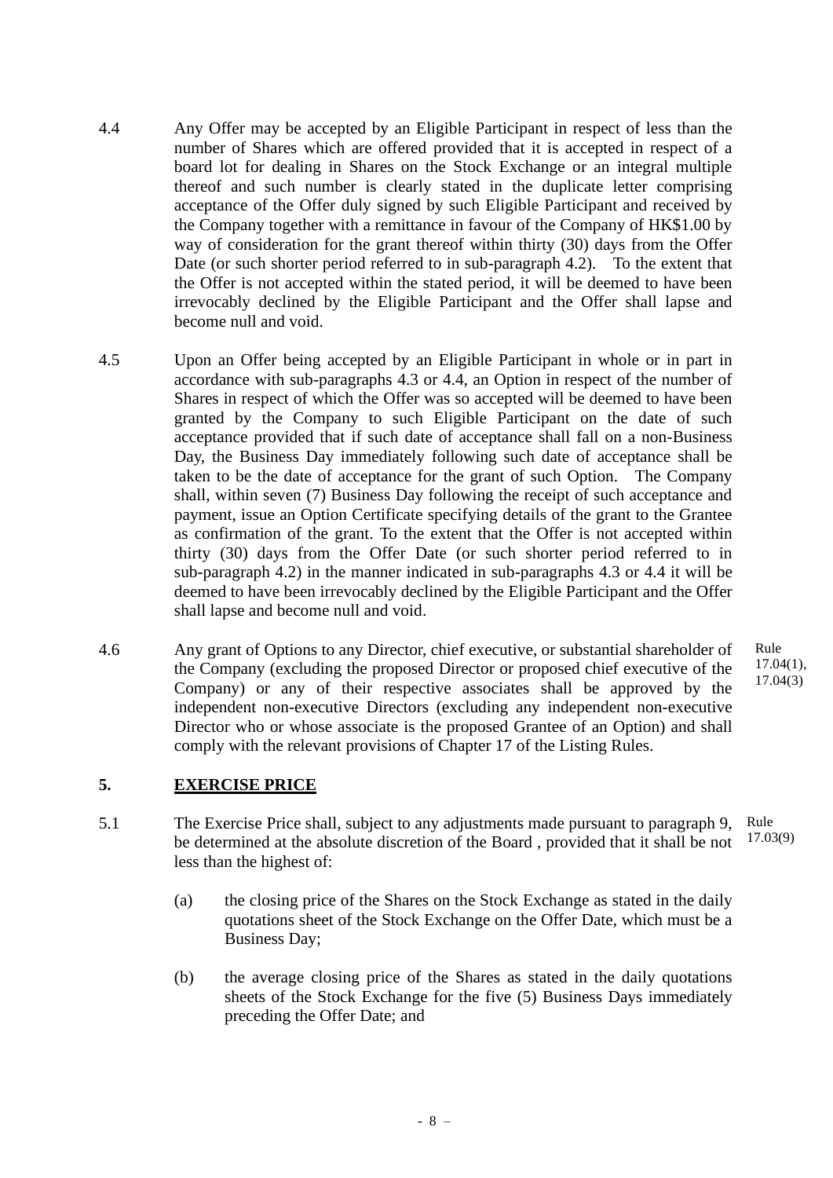4.4 Any Offer may be accepted by an Eligible Participant in respect of less than the number of Shares which are offered provided that it is accepted in respect of a board lot for dealing in Shares on the Stock Exchange or an integral multiple thereof and such number is clearly stated in the duplicate letter comprising acceptance of the Offer duly signed by such Eligible Participant and received by the Company together with a remittance in favour of the Company of HK$1.00 by way of consideration for the grant thereof within thirty (30) days from the Offer Date (or such shorter period referred to in sub-paragraph 4.2). To the extent that the Offer is not accepted within the stated period, it will be deemed to have been irrevocably declined by the Eligible Participant and the Offer shall lapse and become null and void.

4.5 Upon an Offer being accepted by an Eligible Participant in whole or in part in accordance with sub-paragraphs 4.3 or 4.4, an Option in respect of the number of Shares in respect of which the Offer was so accepted will be deemed to have been granted by the Company to such Eligible Participant on the date of such acceptance provided that if such date of acceptance shall fall on a non-Business Day, the Business Day immediately following such date of acceptance shall be taken to be the date of acceptance for the grant of such Option. The Company shall, within seven (7) Business Day following the receipt of such acceptance and payment, issue an Option Certificate specifying details of the grant to the Grantee as confirmation of the grant. To the extent that the Offer is not accepted within thirty (30) days from the Offer Date (or such shorter period referred to in sub-paragraph 4.2) in the manner indicated in sub-paragraphs 4.3 or 4.4 it will be deemed to have been irrevocably declined by the Eligible Participant and the Offer shall lapse and become null and void.

4.6 Any grant of Options to any Director, chief executive, or substantial shareholder of the Company (excluding the proposed Director or proposed chief executive of the Company) or any of their respective associates shall be approved by the independent non-executive Directors (excluding any independent non-executive Director who or whose associate is the proposed Grantee of an Option) and shall comply with the relevant provisions of Chapter 17 of the Listing Rules.

Rule 17.04(1), 17.04(3)

## 5. EXERCISE PRICE

5.1 The Exercise Price shall, subject to any adjustments made pursuant to paragraph 9, be determined at the absolute discretion of the Board , provided that it shall be not less than the highest of:

Rule 17.03(9)

(a) the closing price of the Shares on the Stock Exchange as stated in the daily quotations sheet of the Stock Exchange on the Offer Date, which must be a Business Day;

(b) the average closing price of the Shares as stated in the daily quotations sheets of the Stock Exchange for the five (5) Business Days immediately preceding the Offer Date; and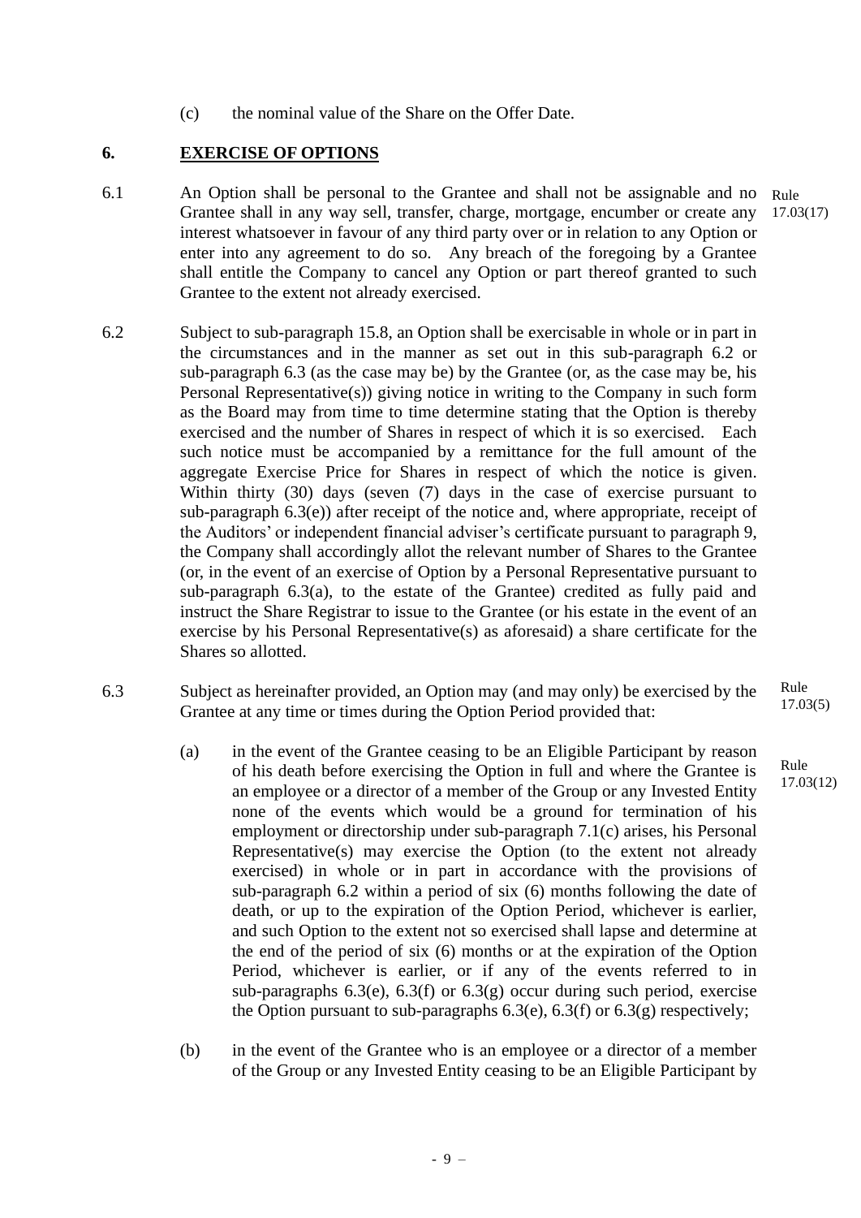(c) the nominal value of the Share on the Offer Date.

## 6. EXERCISE OF OPTIONS

6.1 An Option shall be personal to the Grantee and shall not be assignable and no Grantee shall in any way sell, transfer, charge, mortgage, encumber or create any interest whatsoever in favour of any third party over or in relation to any Option or enter into any agreement to do so. Any breach of the foregoing by a Grantee shall entitle the Company to cancel any Option or part thereof granted to such Grantee to the extent not already exercised. *Rule 17.03(17)*

6.2 Subject to sub-paragraph 15.8, an Option shall be exercisable in whole or in part in the circumstances and in the manner as set out in this sub-paragraph 6.2 or sub-paragraph 6.3 (as the case may be) by the Grantee (or, as the case may be, his Personal Representative(s)) giving notice in writing to the Company in such form as the Board may from time to time determine stating that the Option is thereby exercised and the number of Shares in respect of which it is so exercised. Each such notice must be accompanied by a remittance for the full amount of the aggregate Exercise Price for Shares in respect of which the notice is given. Within thirty (30) days (seven (7) days in the case of exercise pursuant to sub-paragraph 6.3(e)) after receipt of the notice and, where appropriate, receipt of the Auditors' or independent financial adviser's certificate pursuant to paragraph 9, the Company shall accordingly allot the relevant number of Shares to the Grantee (or, in the event of an exercise of Option by a Personal Representative pursuant to sub-paragraph 6.3(a), to the estate of the Grantee) credited as fully paid and instruct the Share Registrar to issue to the Grantee (or his estate in the event of an exercise by his Personal Representative(s) as aforesaid) a share certificate for the Shares so allotted.

6.3 Subject as hereinafter provided, an Option may (and may only) be exercised by the Grantee at any time or times during the Option Period provided that: *Rule 17.03(5)*

(a) in the event of the Grantee ceasing to be an Eligible Participant by reason of his death before exercising the Option in full and where the Grantee is an employee or a director of a member of the Group or any Invested Entity none of the events which would be a ground for termination of his employment or directorship under sub-paragraph 7.1(c) arises, his Personal Representative(s) may exercise the Option (to the extent not already exercised) in whole or in part in accordance with the provisions of sub-paragraph 6.2 within a period of six (6) months following the date of death, or up to the expiration of the Option Period, whichever is earlier, and such Option to the extent not so exercised shall lapse and determine at the end of the period of six (6) months or at the expiration of the Option Period, whichever is earlier, or if any of the events referred to in sub-paragraphs 6.3(e), 6.3(f) or 6.3(g) occur during such period, exercise the Option pursuant to sub-paragraphs 6.3(e), 6.3(f) or 6.3(g) respectively; *Rule 17.03(12)*

(b) in the event of the Grantee who is an employee or a director of a member of the Group or any Invested Entity ceasing to be an Eligible Participant by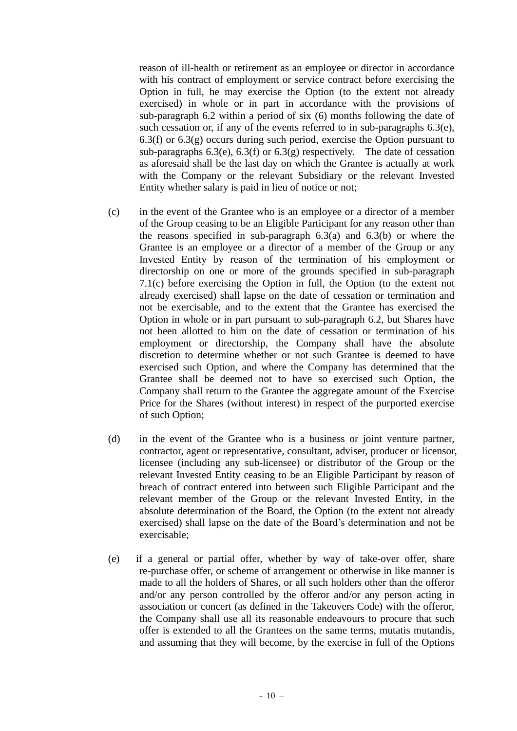reason of ill-health or retirement as an employee or director in accordance with his contract of employment or service contract before exercising the Option in full, he may exercise the Option (to the extent not already exercised) in whole or in part in accordance with the provisions of sub-paragraph 6.2 within a period of six (6) months following the date of such cessation or, if any of the events referred to in sub-paragraphs 6.3(e), 6.3(f) or 6.3(g) occurs during such period, exercise the Option pursuant to sub-paragraphs 6.3(e), 6.3(f) or 6.3(g) respectively. The date of cessation as aforesaid shall be the last day on which the Grantee is actually at work with the Company or the relevant Subsidiary or the relevant Invested Entity whether salary is paid in lieu of notice or not;

(c) in the event of the Grantee who is an employee or a director of a member of the Group ceasing to be an Eligible Participant for any reason other than the reasons specified in sub-paragraph 6.3(a) and 6.3(b) or where the Grantee is an employee or a director of a member of the Group or any Invested Entity by reason of the termination of his employment or directorship on one or more of the grounds specified in sub-paragraph 7.1(c) before exercising the Option in full, the Option (to the extent not already exercised) shall lapse on the date of cessation or termination and not be exercisable, and to the extent that the Grantee has exercised the Option in whole or in part pursuant to sub-paragraph 6.2, but Shares have not been allotted to him on the date of cessation or termination of his employment or directorship, the Company shall have the absolute discretion to determine whether or not such Grantee is deemed to have exercised such Option, and where the Company has determined that the Grantee shall be deemed not to have so exercised such Option, the Company shall return to the Grantee the aggregate amount of the Exercise Price for the Shares (without interest) in respect of the purported exercise of such Option;

(d) in the event of the Grantee who is a business or joint venture partner, contractor, agent or representative, consultant, adviser, producer or licensor, licensee (including any sub-licensee) or distributor of the Group or the relevant Invested Entity ceasing to be an Eligible Participant by reason of breach of contract entered into between such Eligible Participant and the relevant member of the Group or the relevant Invested Entity, in the absolute determination of the Board, the Option (to the extent not already exercised) shall lapse on the date of the Board's determination and not be exercisable;

(e) if a general or partial offer, whether by way of take-over offer, share re-purchase offer, or scheme of arrangement or otherwise in like manner is made to all the holders of Shares, or all such holders other than the offeror and/or any person controlled by the offeror and/or any person acting in association or concert (as defined in the Takeovers Code) with the offeror, the Company shall use all its reasonable endeavours to procure that such offer is extended to all the Grantees on the same terms, mutatis mutandis, and assuming that they will become, by the exercise in full of the Options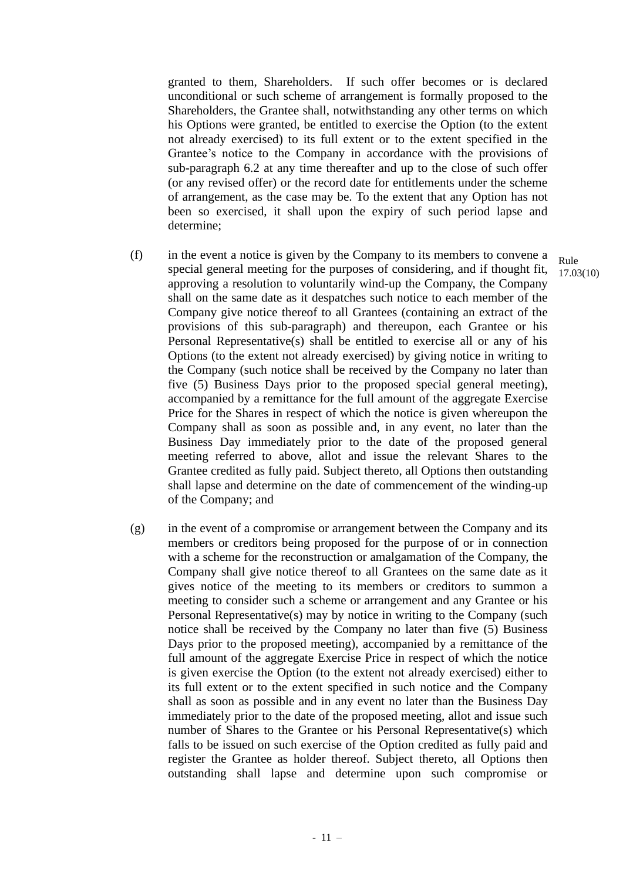granted to them, Shareholders. If such offer becomes or is declared unconditional or such scheme of arrangement is formally proposed to the Shareholders, the Grantee shall, notwithstanding any other terms on which his Options were granted, be entitled to exercise the Option (to the extent not already exercised) to its full extent or to the extent specified in the Grantee's notice to the Company in accordance with the provisions of sub-paragraph 6.2 at any time thereafter and up to the close of such offer (or any revised offer) or the record date for entitlements under the scheme of arrangement, as the case may be. To the extent that any Option has not been so exercised, it shall upon the expiry of such period lapse and determine;

(f) in the event a notice is given by the Company to its members to convene a special general meeting for the purposes of considering, and if thought fit, approving a resolution to voluntarily wind-up the Company, the Company shall on the same date as it despatches such notice to each member of the Company give notice thereof to all Grantees (containing an extract of the provisions of this sub-paragraph) and thereupon, each Grantee or his Personal Representative(s) shall be entitled to exercise all or any of his Options (to the extent not already exercised) by giving notice in writing to the Company (such notice shall be received by the Company no later than five (5) Business Days prior to the proposed special general meeting), accompanied by a remittance for the full amount of the aggregate Exercise Price for the Shares in respect of which the notice is given whereupon the Company shall as soon as possible and, in any event, no later than the Business Day immediately prior to the date of the proposed general meeting referred to above, allot and issue the relevant Shares to the Grantee credited as fully paid. Subject thereto, all Options then outstanding shall lapse and determine on the date of commencement of the winding-up of the Company; and

Rule 17.03(10)

(g) in the event of a compromise or arrangement between the Company and its members or creditors being proposed for the purpose of or in connection with a scheme for the reconstruction or amalgamation of the Company, the Company shall give notice thereof to all Grantees on the same date as it gives notice of the meeting to its members or creditors to summon a meeting to consider such a scheme or arrangement and any Grantee or his Personal Representative(s) may by notice in writing to the Company (such notice shall be received by the Company no later than five (5) Business Days prior to the proposed meeting), accompanied by a remittance of the full amount of the aggregate Exercise Price in respect of which the notice is given exercise the Option (to the extent not already exercised) either to its full extent or to the extent specified in such notice and the Company shall as soon as possible and in any event no later than the Business Day immediately prior to the date of the proposed meeting, allot and issue such number of Shares to the Grantee or his Personal Representative(s) which falls to be issued on such exercise of the Option credited as fully paid and register the Grantee as holder thereof. Subject thereto, all Options then outstanding shall lapse and determine upon such compromise or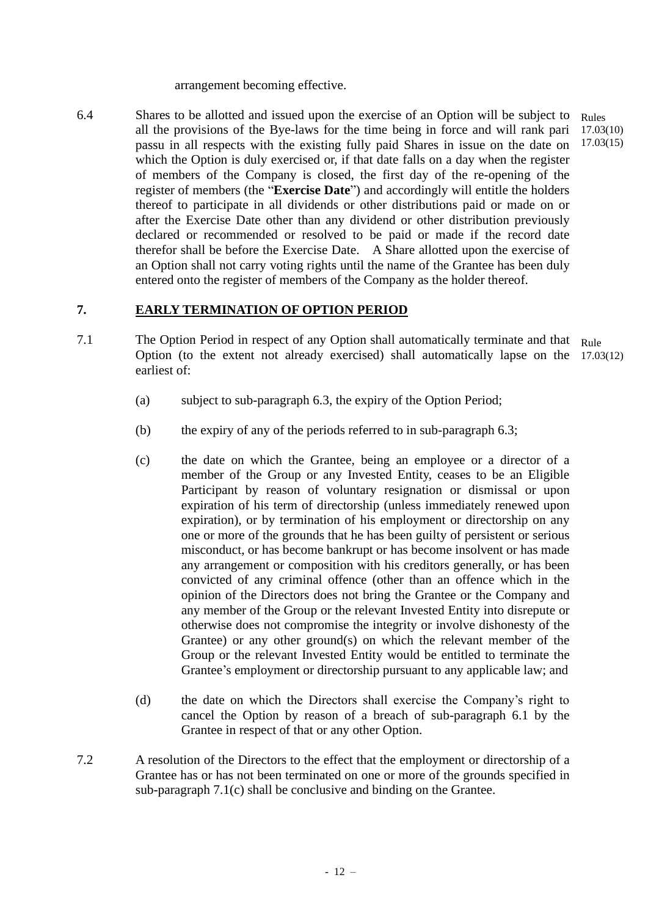arrangement becoming effective.

6.4 Shares to be allotted and issued upon the exercise of an Option will be subject to all the provisions of the Bye-laws for the time being in force and will rank pari passu in all respects with the existing fully paid Shares in issue on the date on which the Option is duly exercised or, if that date falls on a day when the register of members of the Company is closed, the first day of the re-opening of the register of members (the "**Exercise Date**") and accordingly will entitle the holders thereof to participate in all dividends or other distributions paid or made on or after the Exercise Date other than any dividend or other distribution previously declared or recommended or resolved to be paid or made if the record date therefor shall be before the Exercise Date. A Share allotted upon the exercise of an Option shall not carry voting rights until the name of the Grantee has been duly entered onto the register of members of the Company as the holder thereof.

Rules 17.03(10) 17.03(15)

## 7. EARLY TERMINATION OF OPTION PERIOD

7.1 The Option Period in respect of any Option shall automatically terminate and that Option (to the extent not already exercised) shall automatically lapse on the earliest of:

Rule 17.03(12)

(a) subject to sub-paragraph 6.3, the expiry of the Option Period;

(b) the expiry of any of the periods referred to in sub-paragraph 6.3;

(c) the date on which the Grantee, being an employee or a director of a member of the Group or any Invested Entity, ceases to be an Eligible Participant by reason of voluntary resignation or dismissal or upon expiration of his term of directorship (unless immediately renewed upon expiration), or by termination of his employment or directorship on any one or more of the grounds that he has been guilty of persistent or serious misconduct, or has become bankrupt or has become insolvent or has made any arrangement or composition with his creditors generally, or has been convicted of any criminal offence (other than an offence which in the opinion of the Directors does not bring the Grantee or the Company and any member of the Group or the relevant Invested Entity into disrepute or otherwise does not compromise the integrity or involve dishonesty of the Grantee) or any other ground(s) on which the relevant member of the Group or the relevant Invested Entity would be entitled to terminate the Grantee's employment or directorship pursuant to any applicable law; and

(d) the date on which the Directors shall exercise the Company's right to cancel the Option by reason of a breach of sub-paragraph 6.1 by the Grantee in respect of that or any other Option.

7.2 A resolution of the Directors to the effect that the employment or directorship of a Grantee has or has not been terminated on one or more of the grounds specified in sub-paragraph 7.1(c) shall be conclusive and binding on the Grantee.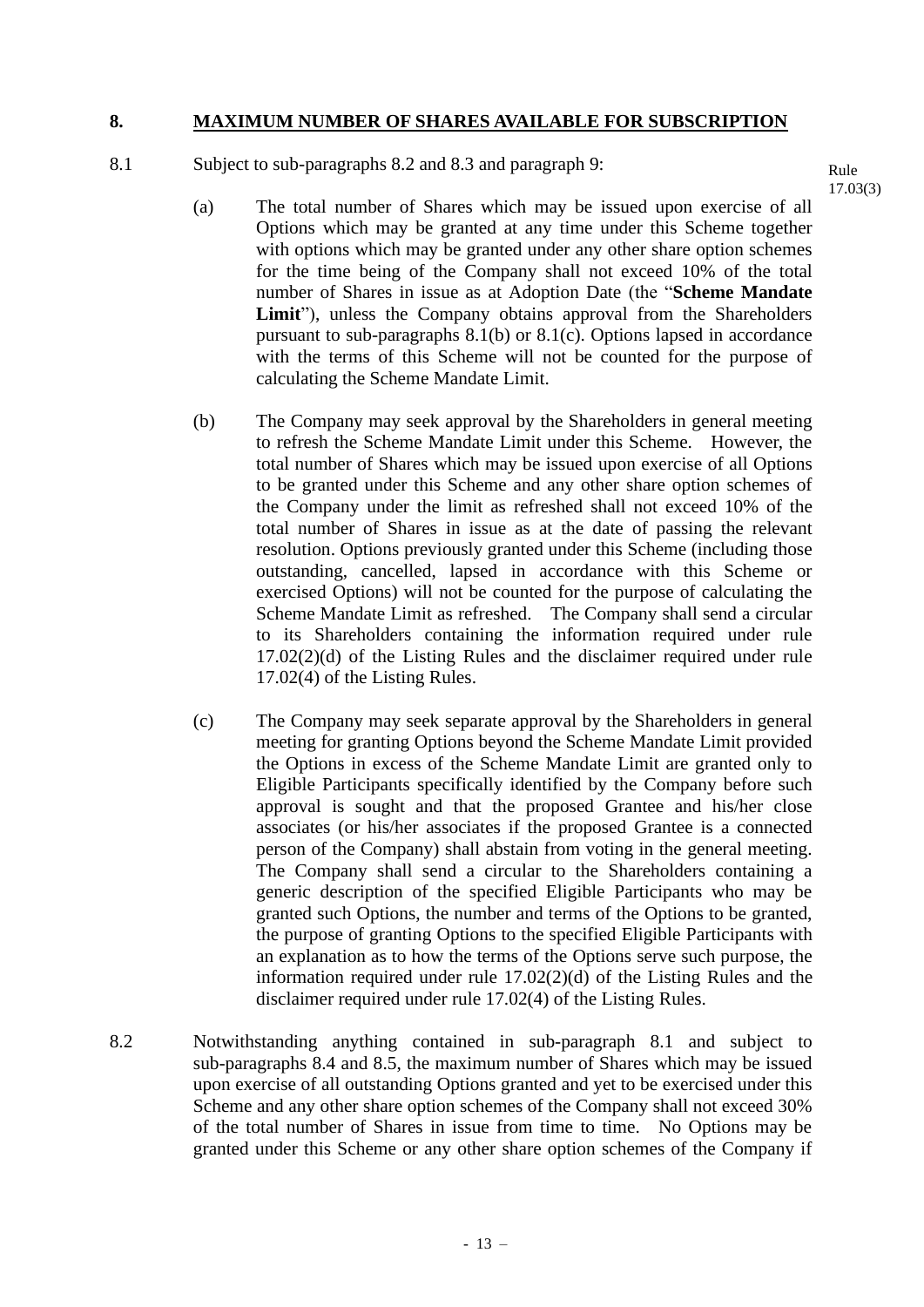## 8. MAXIMUM NUMBER OF SHARES AVAILABLE FOR SUBSCRIPTION

8.1 Subject to sub-paragraphs 8.2 and 8.3 and paragraph 9:

Rule 17.03(3)

(a) The total number of Shares which may be issued upon exercise of all Options which may be granted at any time under this Scheme together with options which may be granted under any other share option schemes for the time being of the Company shall not exceed 10% of the total number of Shares in issue as at Adoption Date (the "**Scheme Mandate Limit**"), unless the Company obtains approval from the Shareholders pursuant to sub-paragraphs 8.1(b) or 8.1(c). Options lapsed in accordance with the terms of this Scheme will not be counted for the purpose of calculating the Scheme Mandate Limit.

(b) The Company may seek approval by the Shareholders in general meeting to refresh the Scheme Mandate Limit under this Scheme. However, the total number of Shares which may be issued upon exercise of all Options to be granted under this Scheme and any other share option schemes of the Company under the limit as refreshed shall not exceed 10% of the total number of Shares in issue as at the date of passing the relevant resolution. Options previously granted under this Scheme (including those outstanding, cancelled, lapsed in accordance with this Scheme or exercised Options) will not be counted for the purpose of calculating the Scheme Mandate Limit as refreshed. The Company shall send a circular to its Shareholders containing the information required under rule 17.02(2)(d) of the Listing Rules and the disclaimer required under rule 17.02(4) of the Listing Rules.

(c) The Company may seek separate approval by the Shareholders in general meeting for granting Options beyond the Scheme Mandate Limit provided the Options in excess of the Scheme Mandate Limit are granted only to Eligible Participants specifically identified by the Company before such approval is sought and that the proposed Grantee and his/her close associates (or his/her associates if the proposed Grantee is a connected person of the Company) shall abstain from voting in the general meeting. The Company shall send a circular to the Shareholders containing a generic description of the specified Eligible Participants who may be granted such Options, the number and terms of the Options to be granted, the purpose of granting Options to the specified Eligible Participants with an explanation as to how the terms of the Options serve such purpose, the information required under rule 17.02(2)(d) of the Listing Rules and the disclaimer required under rule 17.02(4) of the Listing Rules.

8.2 Notwithstanding anything contained in sub-paragraph 8.1 and subject to sub-paragraphs 8.4 and 8.5, the maximum number of Shares which may be issued upon exercise of all outstanding Options granted and yet to be exercised under this Scheme and any other share option schemes of the Company shall not exceed 30% of the total number of Shares in issue from time to time. No Options may be granted under this Scheme or any other share option schemes of the Company if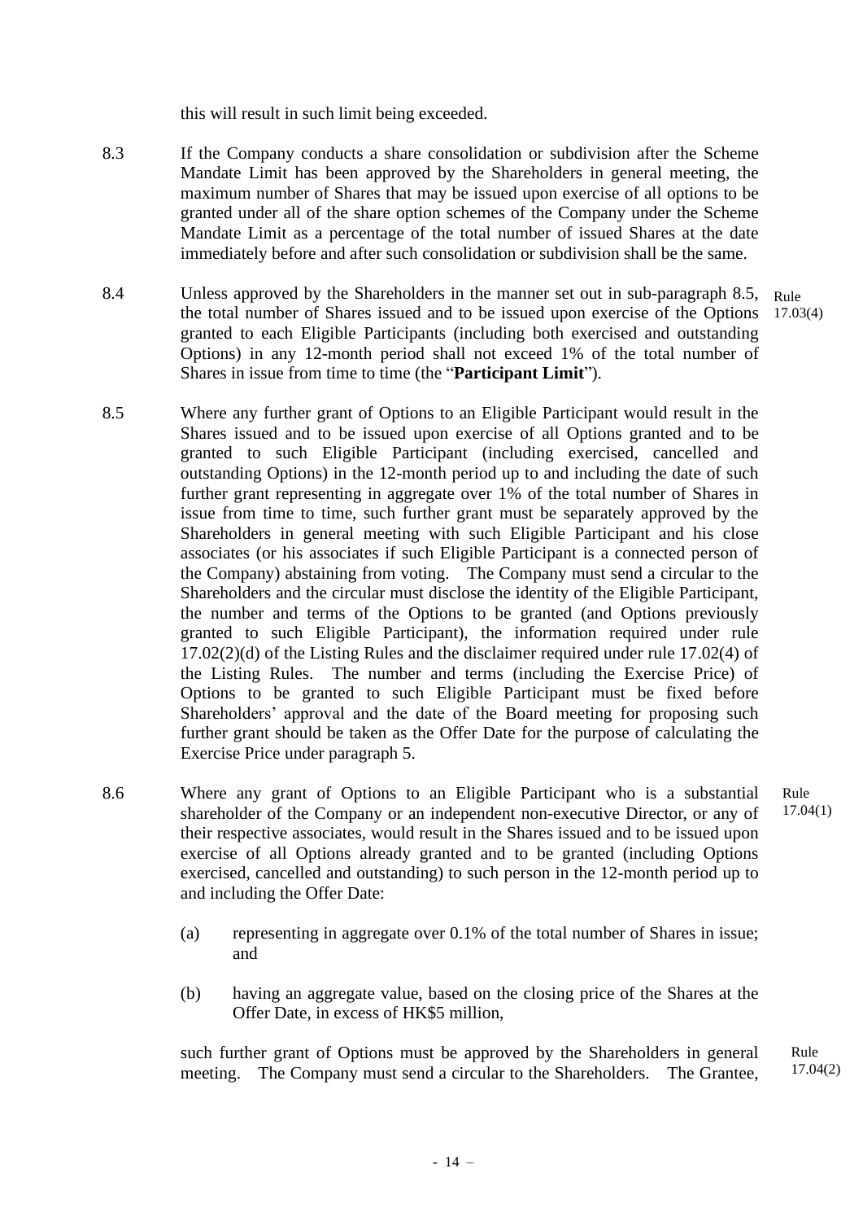this will result in such limit being exceeded.

8.3 If the Company conducts a share consolidation or subdivision after the Scheme Mandate Limit has been approved by the Shareholders in general meeting, the maximum number of Shares that may be issued upon exercise of all options to be granted under all of the share option schemes of the Company under the Scheme Mandate Limit as a percentage of the total number of issued Shares at the date immediately before and after such consolidation or subdivision shall be the same.

8.4 Unless approved by the Shareholders in the manner set out in sub-paragraph 8.5, the total number of Shares issued and to be issued upon exercise of the Options granted to each Eligible Participants (including both exercised and outstanding Options) in any 12-month period shall not exceed 1% of the total number of Shares in issue from time to time (the "**Participant Limit**"). Rule 17.03(4)

8.5 Where any further grant of Options to an Eligible Participant would result in the Shares issued and to be issued upon exercise of all Options granted and to be granted to such Eligible Participant (including exercised, cancelled and outstanding Options) in the 12-month period up to and including the date of such further grant representing in aggregate over 1% of the total number of Shares in issue from time to time, such further grant must be separately approved by the Shareholders in general meeting with such Eligible Participant and his close associates (or his associates if such Eligible Participant is a connected person of the Company) abstaining from voting. The Company must send a circular to the Shareholders and the circular must disclose the identity of the Eligible Participant, the number and terms of the Options to be granted (and Options previously granted to such Eligible Participant), the information required under rule 17.02(2)(d) of the Listing Rules and the disclaimer required under rule 17.02(4) of the Listing Rules. The number and terms (including the Exercise Price) of Options to be granted to such Eligible Participant must be fixed before Shareholders' approval and the date of the Board meeting for proposing such further grant should be taken as the Offer Date for the purpose of calculating the Exercise Price under paragraph 5.

8.6 Where any grant of Options to an Eligible Participant who is a substantial shareholder of the Company or an independent non-executive Director, or any of their respective associates, would result in the Shares issued and to be issued upon exercise of all Options already granted and to be granted (including Options exercised, cancelled and outstanding) to such person in the 12-month period up to and including the Offer Date: Rule 17.04(1)

(a) representing in aggregate over 0.1% of the total number of Shares in issue; and

(b) having an aggregate value, based on the closing price of the Shares at the Offer Date, in excess of HK$5 million,

such further grant of Options must be approved by the Shareholders in general meeting. The Company must send a circular to the Shareholders. The Grantee, Rule 17.04(2)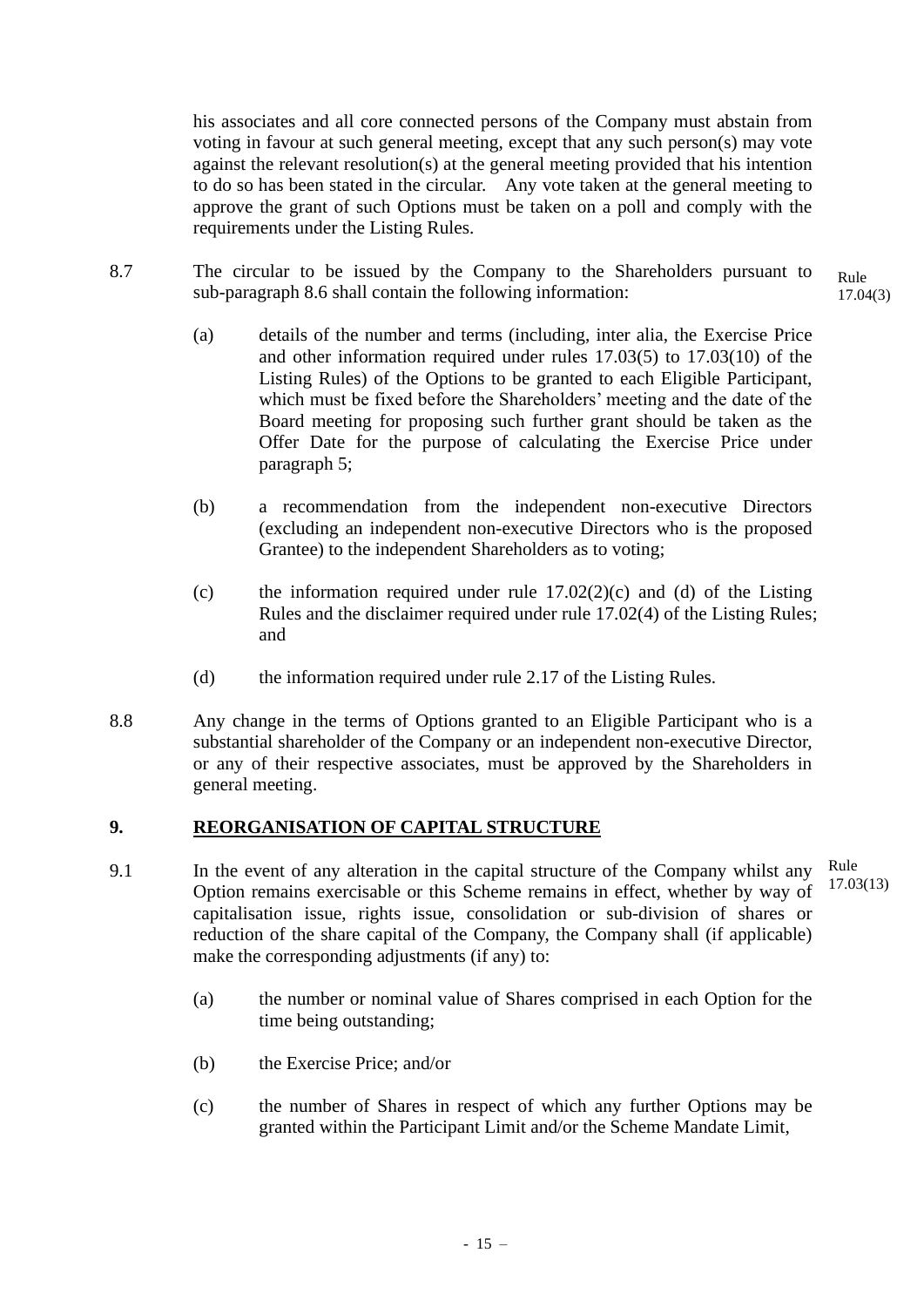his associates and all core connected persons of the Company must abstain from voting in favour at such general meeting, except that any such person(s) may vote against the relevant resolution(s) at the general meeting provided that his intention to do so has been stated in the circular. Any vote taken at the general meeting to approve the grant of such Options must be taken on a poll and comply with the requirements under the Listing Rules.

8.7 The circular to be issued by the Company to the Shareholders pursuant to sub-paragraph 8.6 shall contain the following information: Rule 17.04(3)

(a) details of the number and terms (including, inter alia, the Exercise Price and other information required under rules 17.03(5) to 17.03(10) of the Listing Rules) of the Options to be granted to each Eligible Participant, which must be fixed before the Shareholders' meeting and the date of the Board meeting for proposing such further grant should be taken as the Offer Date for the purpose of calculating the Exercise Price under paragraph 5;

(b) a recommendation from the independent non-executive Directors (excluding an independent non-executive Directors who is the proposed Grantee) to the independent Shareholders as to voting;

(c) the information required under rule 17.02(2)(c) and (d) of the Listing Rules and the disclaimer required under rule 17.02(4) of the Listing Rules; and

(d) the information required under rule 2.17 of the Listing Rules.

8.8 Any change in the terms of Options granted to an Eligible Participant who is a substantial shareholder of the Company or an independent non-executive Director, or any of their respective associates, must be approved by the Shareholders in general meeting.

## 9. REORGANISATION OF CAPITAL STRUCTURE

9.1 In the event of any alteration in the capital structure of the Company whilst any Option remains exercisable or this Scheme remains in effect, whether by way of capitalisation issue, rights issue, consolidation or sub-division of shares or reduction of the share capital of the Company, the Company shall (if applicable) make the corresponding adjustments (if any) to: Rule 17.03(13)

(a) the number or nominal value of Shares comprised in each Option for the time being outstanding;

(b) the Exercise Price; and/or

(c) the number of Shares in respect of which any further Options may be granted within the Participant Limit and/or the Scheme Mandate Limit,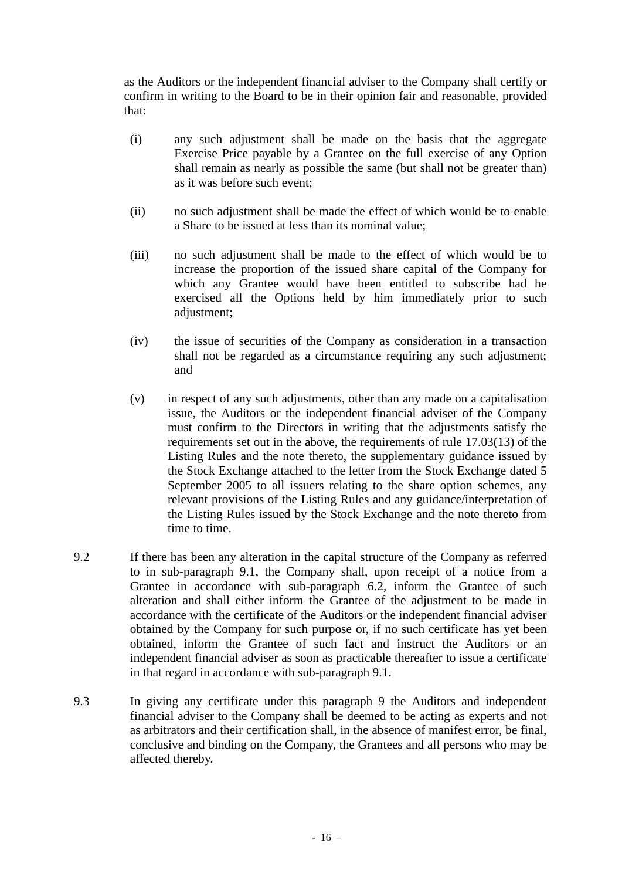as the Auditors or the independent financial adviser to the Company shall certify or confirm in writing to the Board to be in their opinion fair and reasonable, provided that:

(i) any such adjustment shall be made on the basis that the aggregate Exercise Price payable by a Grantee on the full exercise of any Option shall remain as nearly as possible the same (but shall not be greater than) as it was before such event;

(ii) no such adjustment shall be made the effect of which would be to enable a Share to be issued at less than its nominal value;

(iii) no such adjustment shall be made to the effect of which would be to increase the proportion of the issued share capital of the Company for which any Grantee would have been entitled to subscribe had he exercised all the Options held by him immediately prior to such adjustment;

(iv) the issue of securities of the Company as consideration in a transaction shall not be regarded as a circumstance requiring any such adjustment; and

(v) in respect of any such adjustments, other than any made on a capitalisation issue, the Auditors or the independent financial adviser of the Company must confirm to the Directors in writing that the adjustments satisfy the requirements set out in the above, the requirements of rule 17.03(13) of the Listing Rules and the note thereto, the supplementary guidance issued by the Stock Exchange attached to the letter from the Stock Exchange dated 5 September 2005 to all issuers relating to the share option schemes, any relevant provisions of the Listing Rules and any guidance/interpretation of the Listing Rules issued by the Stock Exchange and the note thereto from time to time.

9.2 If there has been any alteration in the capital structure of the Company as referred to in sub-paragraph 9.1, the Company shall, upon receipt of a notice from a Grantee in accordance with sub-paragraph 6.2, inform the Grantee of such alteration and shall either inform the Grantee of the adjustment to be made in accordance with the certificate of the Auditors or the independent financial adviser obtained by the Company for such purpose or, if no such certificate has yet been obtained, inform the Grantee of such fact and instruct the Auditors or an independent financial adviser as soon as practicable thereafter to issue a certificate in that regard in accordance with sub-paragraph 9.1.

9.3 In giving any certificate under this paragraph 9 the Auditors and independent financial adviser to the Company shall be deemed to be acting as experts and not as arbitrators and their certification shall, in the absence of manifest error, be final, conclusive and binding on the Company, the Grantees and all persons who may be affected thereby.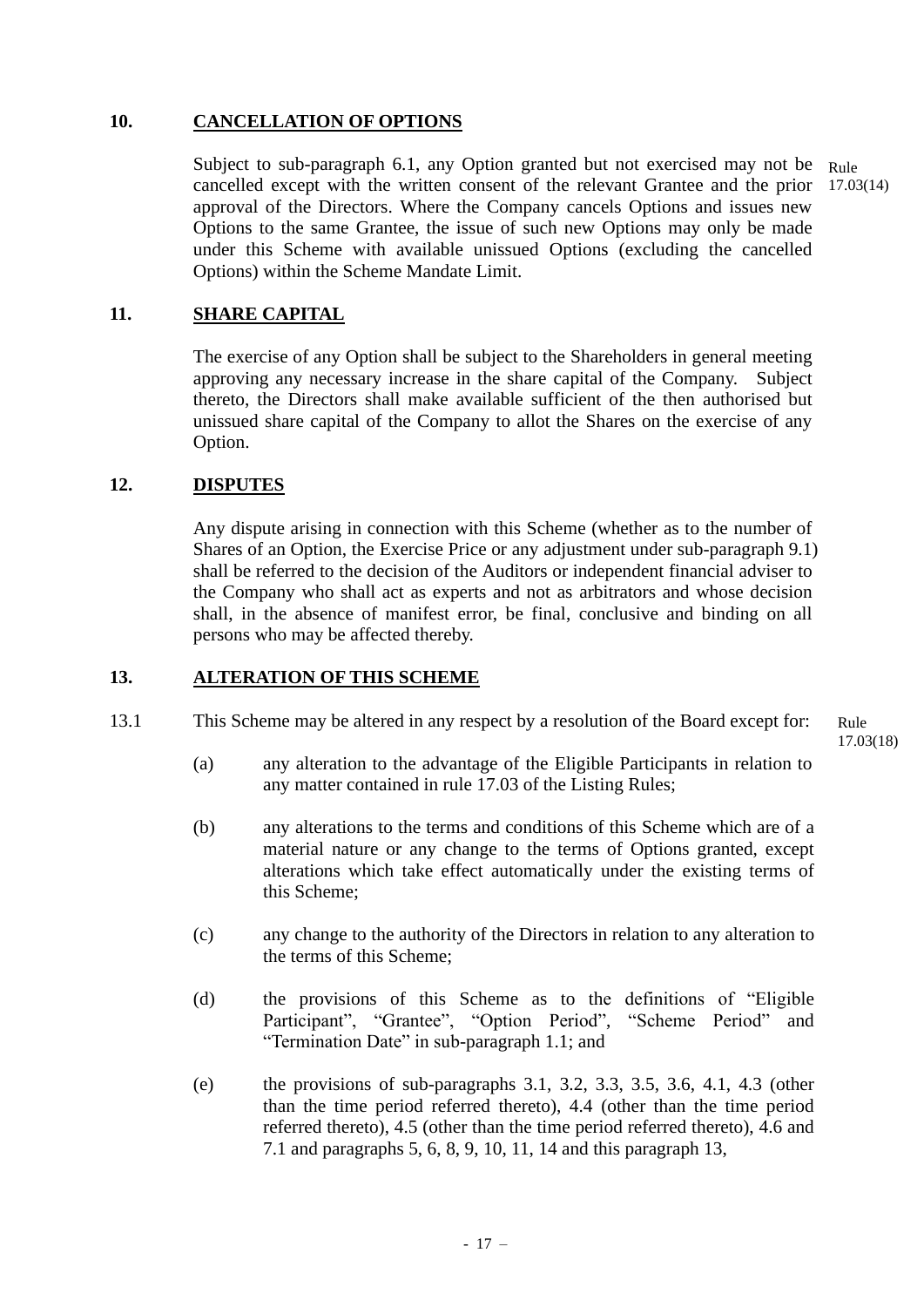## 10. CANCELLATION OF OPTIONS

Subject to sub-paragraph 6.1, any Option granted but not exercised may not be cancelled except with the written consent of the relevant Grantee and the prior approval of the Directors. Where the Company cancels Options and issues new Options to the same Grantee, the issue of such new Options may only be made under this Scheme with available unissued Options (excluding the cancelled Options) within the Scheme Mandate Limit.

Rule 17.03(14)

## 11. SHARE CAPITAL

The exercise of any Option shall be subject to the Shareholders in general meeting approving any necessary increase in the share capital of the Company. Subject thereto, the Directors shall make available sufficient of the then authorised but unissued share capital of the Company to allot the Shares on the exercise of any Option.

## 12. DISPUTES

Any dispute arising in connection with this Scheme (whether as to the number of Shares of an Option, the Exercise Price or any adjustment under sub-paragraph 9.1) shall be referred to the decision of the Auditors or independent financial adviser to the Company who shall act as experts and not as arbitrators and whose decision shall, in the absence of manifest error, be final, conclusive and binding on all persons who may be affected thereby.

## 13. ALTERATION OF THIS SCHEME

13.1 This Scheme may be altered in any respect by a resolution of the Board except for:

Rule 17.03(18)

(a) any alteration to the advantage of the Eligible Participants in relation to any matter contained in rule 17.03 of the Listing Rules;

(b) any alterations to the terms and conditions of this Scheme which are of a material nature or any change to the terms of Options granted, except alterations which take effect automatically under the existing terms of this Scheme;

(c) any change to the authority of the Directors in relation to any alteration to the terms of this Scheme;

(d) the provisions of this Scheme as to the definitions of "Eligible Participant", "Grantee", "Option Period", "Scheme Period" and "Termination Date" in sub-paragraph 1.1; and

(e) the provisions of sub-paragraphs 3.1, 3.2, 3.3, 3.5, 3.6, 4.1, 4.3 (other than the time period referred thereto), 4.4 (other than the time period referred thereto), 4.5 (other than the time period referred thereto), 4.6 and 7.1 and paragraphs 5, 6, 8, 9, 10, 11, 14 and this paragraph 13,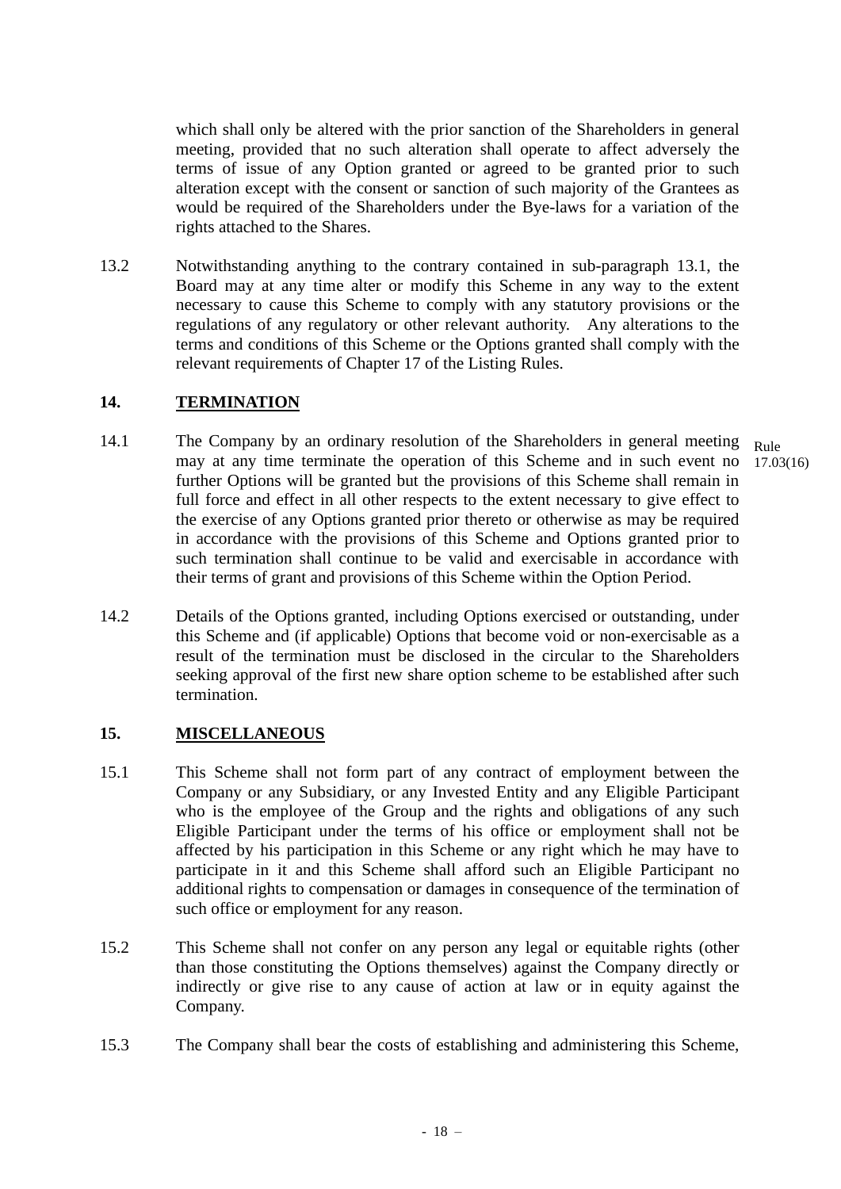which shall only be altered with the prior sanction of the Shareholders in general meeting, provided that no such alteration shall operate to affect adversely the terms of issue of any Option granted or agreed to be granted prior to such alteration except with the consent or sanction of such majority of the Grantees as would be required of the Shareholders under the Bye-laws for a variation of the rights attached to the Shares.

13.2 Notwithstanding anything to the contrary contained in sub-paragraph 13.1, the Board may at any time alter or modify this Scheme in any way to the extent necessary to cause this Scheme to comply with any statutory provisions or the regulations of any regulatory or other relevant authority. Any alterations to the terms and conditions of this Scheme or the Options granted shall comply with the relevant requirements of Chapter 17 of the Listing Rules.

## 14. <u>TERMINATION</u>

14.1 The Company by an ordinary resolution of the Shareholders in general meeting may at any time terminate the operation of this Scheme and in such event no further Options will be granted but the provisions of this Scheme shall remain in full force and effect in all other respects to the extent necessary to give effect to the exercise of any Options granted prior thereto or otherwise as may be required in accordance with the provisions of this Scheme and Options granted prior to such termination shall continue to be valid and exercisable in accordance with their terms of grant and provisions of this Scheme within the Option Period.

Rule 17.03(16)

14.2 Details of the Options granted, including Options exercised or outstanding, under this Scheme and (if applicable) Options that become void or non-exercisable as a result of the termination must be disclosed in the circular to the Shareholders seeking approval of the first new share option scheme to be established after such termination.

## 15. <u>MISCELLANEOUS</u>

15.1 This Scheme shall not form part of any contract of employment between the Company or any Subsidiary, or any Invested Entity and any Eligible Participant who is the employee of the Group and the rights and obligations of any such Eligible Participant under the terms of his office or employment shall not be affected by his participation in this Scheme or any right which he may have to participate in it and this Scheme shall afford such an Eligible Participant no additional rights to compensation or damages in consequence of the termination of such office or employment for any reason.

15.2 This Scheme shall not confer on any person any legal or equitable rights (other than those constituting the Options themselves) against the Company directly or indirectly or give rise to any cause of action at law or in equity against the Company.

15.3 The Company shall bear the costs of establishing and administering this Scheme,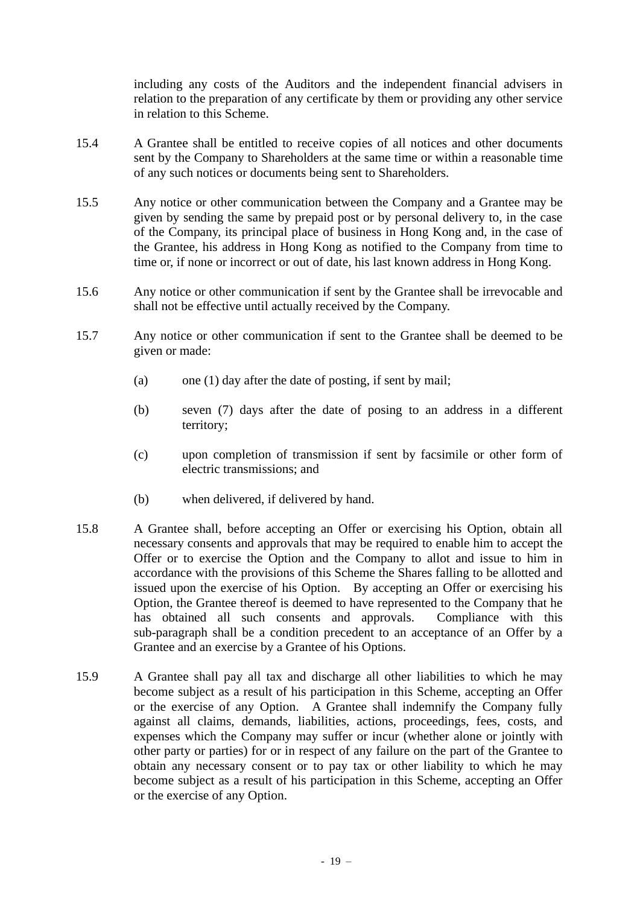including any costs of the Auditors and the independent financial advisers in relation to the preparation of any certificate by them or providing any other service in relation to this Scheme.

15.4 A Grantee shall be entitled to receive copies of all notices and other documents sent by the Company to Shareholders at the same time or within a reasonable time of any such notices or documents being sent to Shareholders.

15.5 Any notice or other communication between the Company and a Grantee may be given by sending the same by prepaid post or by personal delivery to, in the case of the Company, its principal place of business in Hong Kong and, in the case of the Grantee, his address in Hong Kong as notified to the Company from time to time or, if none or incorrect or out of date, his last known address in Hong Kong.

15.6 Any notice or other communication if sent by the Grantee shall be irrevocable and shall not be effective until actually received by the Company.

15.7 Any notice or other communication if sent to the Grantee shall be deemed to be given or made:

(a) one (1) day after the date of posting, if sent by mail;

(b) seven (7) days after the date of posing to an address in a different territory;

(c) upon completion of transmission if sent by facsimile or other form of electric transmissions; and

(b) when delivered, if delivered by hand.

15.8 A Grantee shall, before accepting an Offer or exercising his Option, obtain all necessary consents and approvals that may be required to enable him to accept the Offer or to exercise the Option and the Company to allot and issue to him in accordance with the provisions of this Scheme the Shares falling to be allotted and issued upon the exercise of his Option. By accepting an Offer or exercising his Option, the Grantee thereof is deemed to have represented to the Company that he has obtained all such consents and approvals. Compliance with this sub-paragraph shall be a condition precedent to an acceptance of an Offer by a Grantee and an exercise by a Grantee of his Options.

15.9 A Grantee shall pay all tax and discharge all other liabilities to which he may become subject as a result of his participation in this Scheme, accepting an Offer or the exercise of any Option. A Grantee shall indemnify the Company fully against all claims, demands, liabilities, actions, proceedings, fees, costs, and expenses which the Company may suffer or incur (whether alone or jointly with other party or parties) for or in respect of any failure on the part of the Grantee to obtain any necessary consent or to pay tax or other liability to which he may become subject as a result of his participation in this Scheme, accepting an Offer or the exercise of any Option.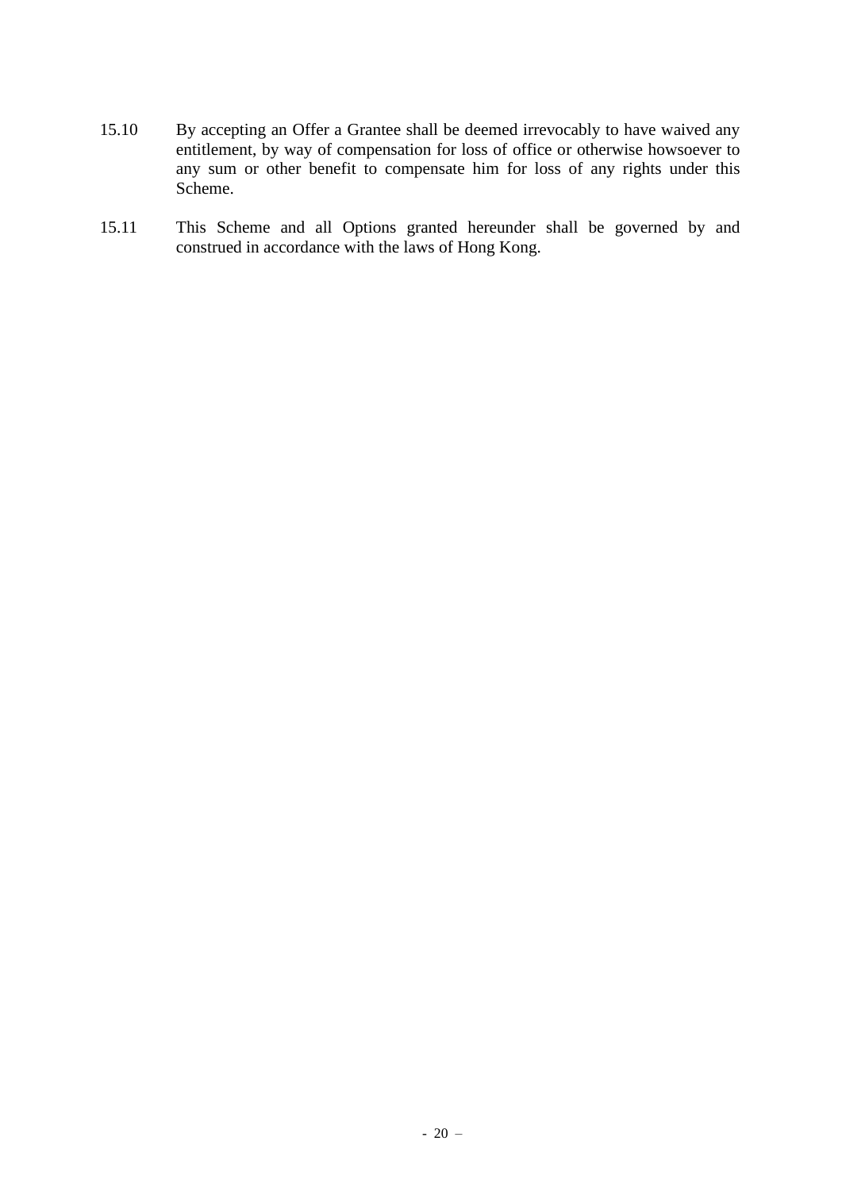15.10 By accepting an Offer a Grantee shall be deemed irrevocably to have waived any entitlement, by way of compensation for loss of office or otherwise howsoever to any sum or other benefit to compensate him for loss of any rights under this Scheme.

15.11 This Scheme and all Options granted hereunder shall be governed by and construed in accordance with the laws of Hong Kong.